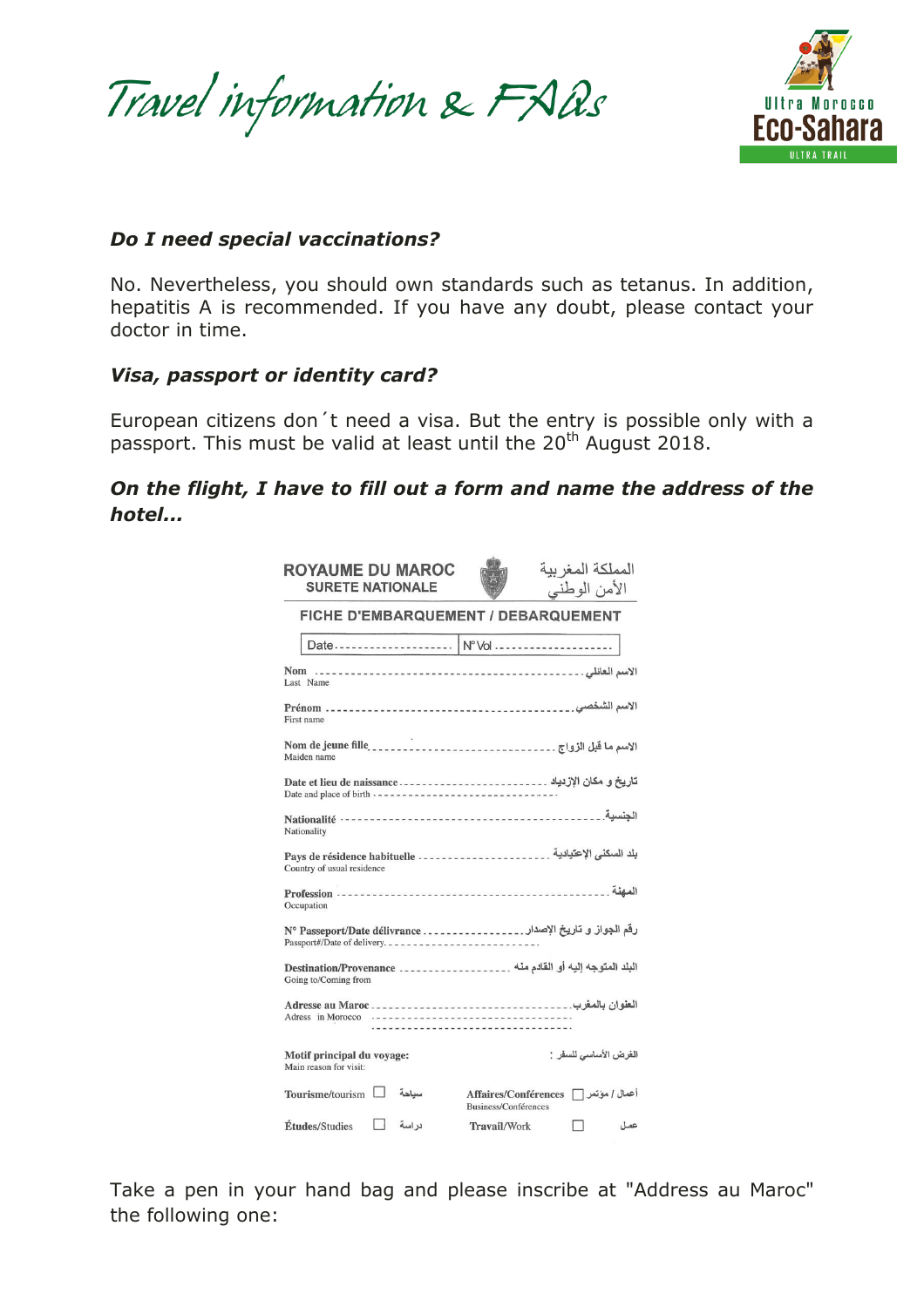# Travel information & FAQs

Ultra Morocco
Eco-Sahara
ULTRA TRAIL

### *Do I need special vaccinations?*

No. Nevertheless, you should own standards such as tetanus. In addition, hepatitis A is recommended. If you have any doubt, please contact your doctor in time.

### *Visa, passport or identity card?*

European citizens don´t need a visa. But the entry is possible only with a passport. This must be valid at least until the 20th August 2018.

### *On the flight, I have to fill out a form and name the address of the hotel…*

**ROYAUME DU MAROC** — المملكة المغربية
**SURETE NATIONALE** — الأمن الوطني

**FICHE D'EMBARQUEMENT / DEBARQUEMENT**

| Date ------------------ | N° Vol ------------------ |
|---|---|

**Nom** / Last Name ------------------ الاسم العائلي

**Prénom** / First name ------------------ الاسم الشخصي

**Nom de jeune fille** / Maiden name ------------------ الاسم ما قبل الزواج

**Date et lieu de naissance** / Date and place of birth ------------------ تاريخ و مكان الإزدياد

**Nationalité** / Nationality ------------------ الجنسية

**Pays de résidence habituelle** / Country of usual residence ------------------ بلد السكنى الإعتيادية

**Profession** / Occupation ------------------ المهنة

**N° Passeport/Date délivrance** / Passport#/Date of delivery ------------------ رقم الجواز و تاريخ الإصدار

**Destination/Provenance** / Going to/Coming from ------------------ البلد المتوجه إليه أو القادم منه

**Adresse au Maroc** / Adress in Morocco ------------------ العنوان بالمغرب

**Motif principal du voyage:** / Main reason for visit: الغرض الأساسي للسفر :

- Tourisme/tourism ☐ سياحة
- Affaires/Conférences / Business/Conférences ☐ أعمال / مؤتمر
- Études/Studies ☐ دراسة
- Travail/Work ☐ عمل

Take a pen in your hand bag and please inscribe at "Address au Maroc" the following one: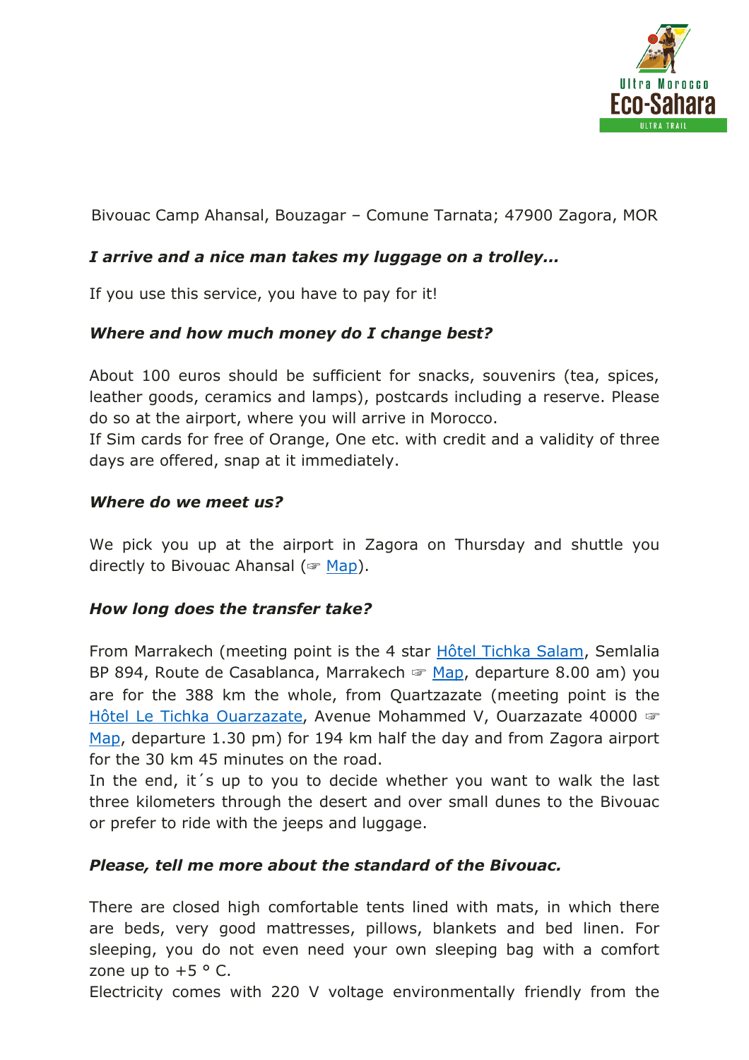Bivouac Camp Ahansal, Bouzagar – Comune Tarnata; 47900 Zagora, MOR

***I arrive and a nice man takes my luggage on a trolley...***

If you use this service, you have to pay for it!

***Where and how much money do I change best?***

About 100 euros should be sufficient for snacks, souvenirs (tea, spices, leather goods, ceramics and lamps), postcards including a reserve. Please do so at the airport, where you will arrive in Morocco.
If Sim cards for free of Orange, One etc. with credit and a validity of three days are offered, snap at it immediately.

***Where do we meet us?***

We pick you up at the airport in Zagora on Thursday and shuttle you directly to Bivouac Ahansal (☞ Map).

***How long does the transfer take?***

From Marrakech (meeting point is the 4 star Hôtel Tichka Salam, Semlalia BP 894, Route de Casablanca, Marrakech ☞ Map, departure 8.00 am) you are for the 388 km the whole, from Quartzazate (meeting point is the Hôtel Le Tichka Ouarzazate, Avenue Mohammed V, Ouarzazate 40000 ☞ Map, departure 1.30 pm) for 194 km half the day and from Zagora airport for the 30 km 45 minutes on the road.
In the end, it´s up to you to decide whether you want to walk the last three kilometers through the desert and over small dunes to the Bivouac or prefer to ride with the jeeps and luggage.

***Please, tell me more about the standard of the Bivouac.***

There are closed high comfortable tents lined with mats, in which there are beds, very good mattresses, pillows, blankets and bed linen. For sleeping, you do not even need your own sleeping bag with a comfort zone up to +5 ° C.
Electricity comes with 220 V voltage environmentally friendly from the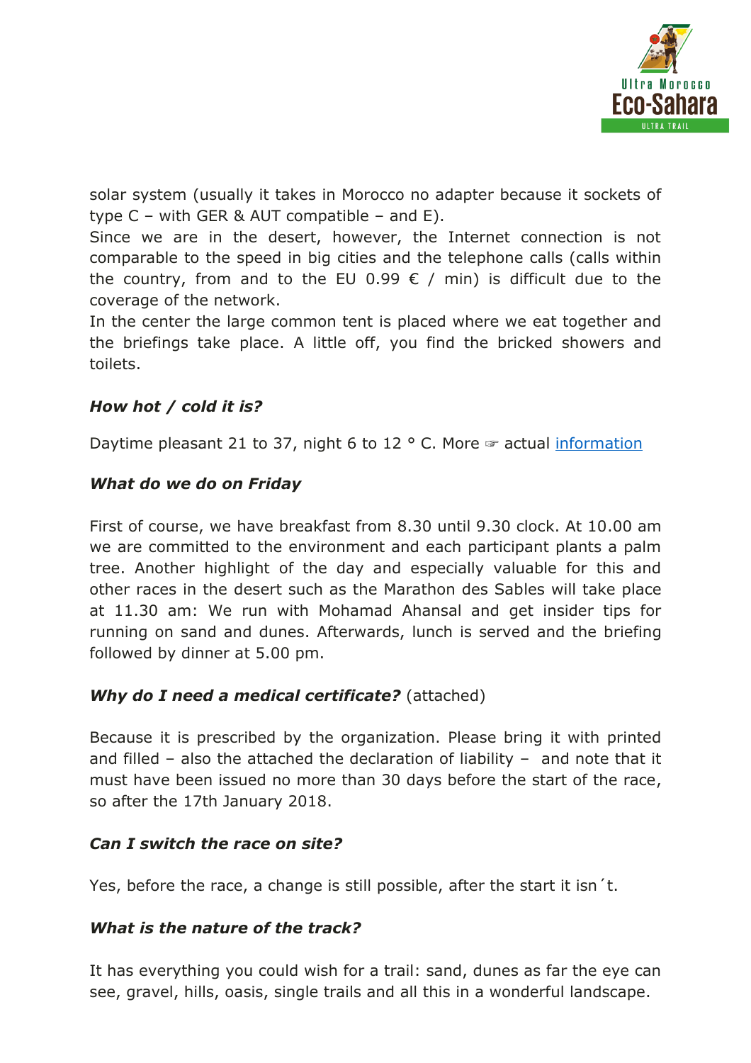solar system (usually it takes in Morocco no adapter because it sockets of type C – with GER & AUT compatible – and E).
Since we are in the desert, however, the Internet connection is not comparable to the speed in big cities and the telephone calls (calls within the country, from and to the EU 0.99 € / min) is difficult due to the coverage of the network.
In the center the large common tent is placed where we eat together and the briefings take place. A little off, you find the bricked showers and toilets.

***How hot / cold it is?***

Daytime pleasant 21 to 37, night 6 to 12 ° C. More ☞ actual information

***What do we do on Friday***

First of course, we have breakfast from 8.30 until 9.30 clock. At 10.00 am we are committed to the environment and each participant plants a palm tree. Another highlight of the day and especially valuable for this and other races in the desert such as the Marathon des Sables will take place at 11.30 am: We run with Mohamad Ahansal and get insider tips for running on sand and dunes. Afterwards, lunch is served and the briefing followed by dinner at 5.00 pm.

***Why do I need a medical certificate?*** (attached)

Because it is prescribed by the organization. Please bring it with printed and filled – also the attached the declaration of liability – and note that it must have been issued no more than 30 days before the start of the race, so after the 17th January 2018.

***Can I switch the race on site?***

Yes, before the race, a change is still possible, after the start it isn´t.

***What is the nature of the track?***

It has everything you could wish for a trail: sand, dunes as far the eye can see, gravel, hills, oasis, single trails and all this in a wonderful landscape.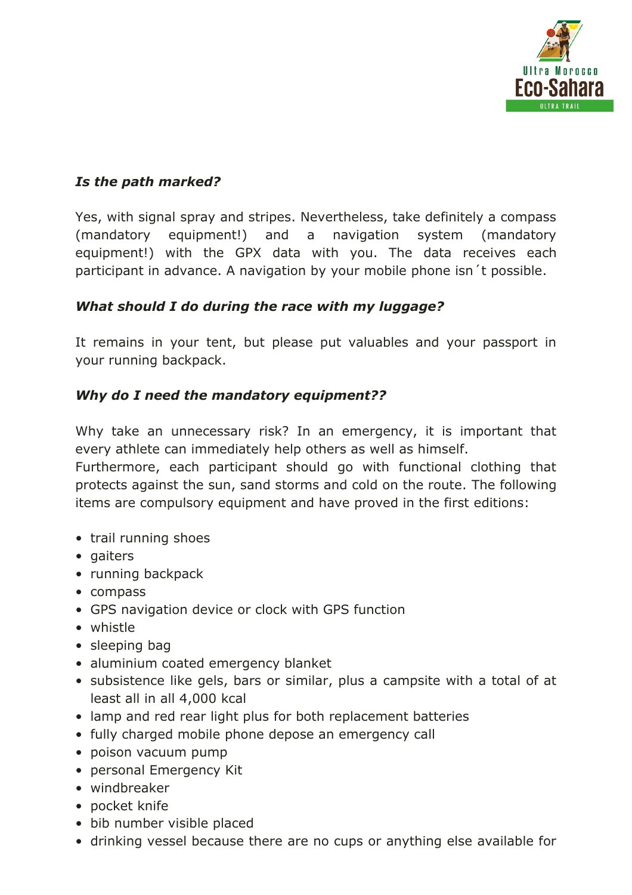***Is the path marked?***

Yes, with signal spray and stripes. Nevertheless, take definitely a compass (mandatory equipment!) and a navigation system (mandatory equipment!) with the GPX data with you. The data receives each participant in advance. A navigation by your mobile phone isn´t possible.

***What should I do during the race with my luggage?***

It remains in your tent, but please put valuables and your passport in your running backpack.

***Why do I need the mandatory equipment??***

Why take an unnecessary risk? In an emergency, it is important that every athlete can immediately help others as well as himself.
Furthermore, each participant should go with functional clothing that protects against the sun, sand storms and cold on the route. The following items are compulsory equipment and have proved in the first editions:

- trail running shoes
- gaiters
- running backpack
- compass
- GPS navigation device or clock with GPS function
- whistle
- sleeping bag
- aluminium coated emergency blanket
- subsistence like gels, bars or similar, plus a campsite with a total of at least all in all 4,000 kcal
- lamp and red rear light plus for both replacement batteries
- fully charged mobile phone depose an emergency call
- poison vacuum pump
- personal Emergency Kit
- windbreaker
- pocket knife
- bib number visible placed
- drinking vessel because there are no cups or anything else available for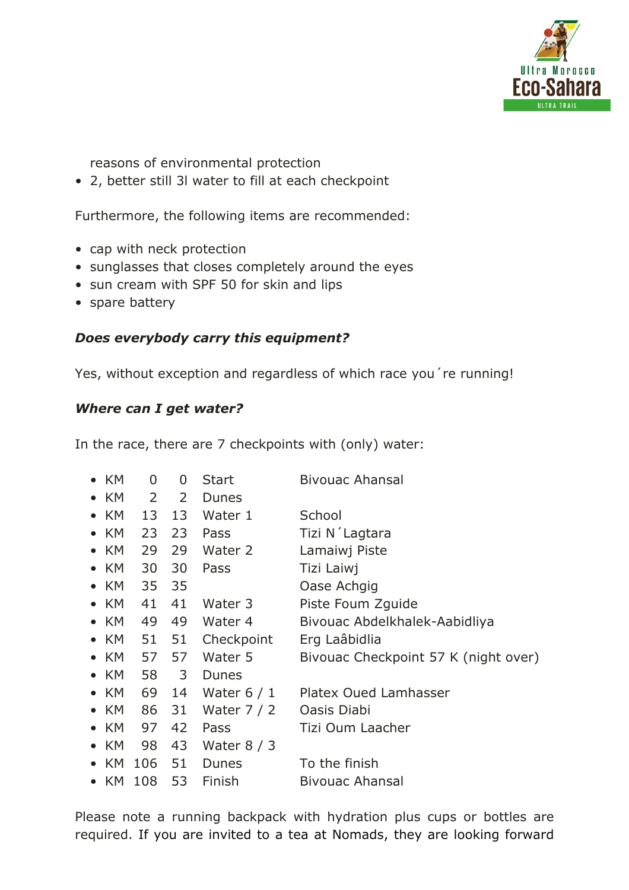reasons of environmental protection
- 2, better still 3l water to fill at each checkpoint

Furthermore, the following items are recommended:

- cap with neck protection
- sunglasses that closes completely around the eyes
- sun cream with SPF 50 for skin and lips
- spare battery

***Does everybody carry this equipment?***

Yes, without exception and regardless of which race you´re running!

***Where can I get water?***

In the race, there are 7 checkpoints with (only) water:

- KM 0 0 Start Bivouac Ahansal
- KM 2 2 Dunes
- KM 13 13 Water 1 School
- KM 23 23 Pass Tizi N´Lagtara
- KM 29 29 Water 2 Lamaiwj Piste
- KM 30 30 Pass Tizi Laiwj
- KM 35 35 Oase Achgig
- KM 41 41 Water 3 Piste Foum Zguide
- KM 49 49 Water 4 Bivouac Abdelkhalek-Aabidliya
- KM 51 51 Checkpoint Erg Laâbidlia
- KM 57 57 Water 5 Bivouac Checkpoint 57 K (night over)
- KM 58 3 Dunes
- KM 69 14 Water 6 / 1 Platex Oued Lamhasser
- KM 86 31 Water 7 / 2 Oasis Diabi
- KM 97 42 Pass Tizi Oum Laacher
- KM 98 43 Water 8 / 3
- KM 106 51 Dunes To the finish
- KM 108 53 Finish Bivouac Ahansal

Please note a running backpack with hydration plus cups or bottles are required. If you are invited to a tea at Nomads, they are looking forward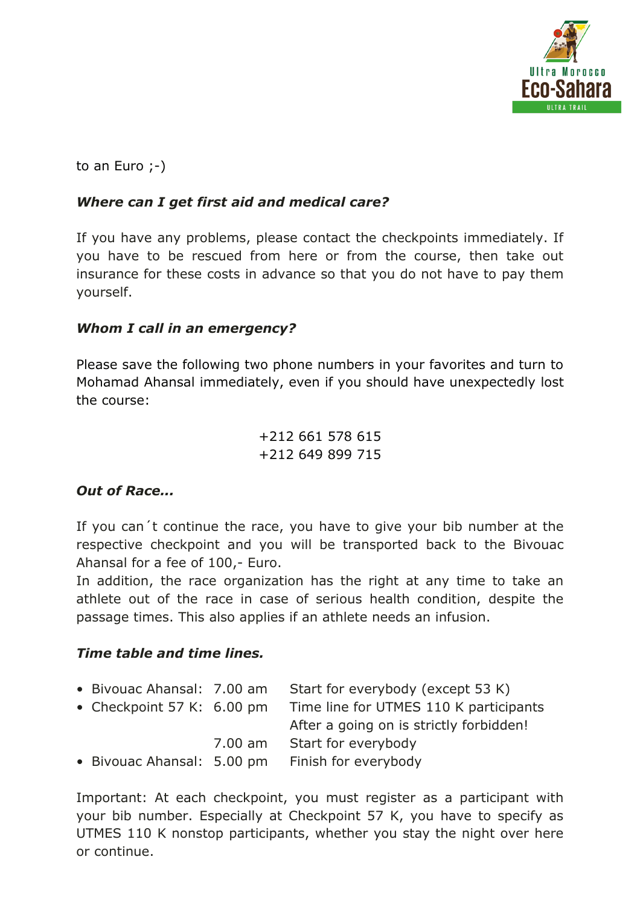to an Euro ;-)

***Where can I get first aid and medical care?***

If you have any problems, please contact the checkpoints immediately. If you have to be rescued from here or from the course, then take out insurance for these costs in advance so that you do not have to pay them yourself.

***Whom I call in an emergency?***

Please save the following two phone numbers in your favorites and turn to Mohamad Ahansal immediately, even if you should have unexpectedly lost the course:

+212 661 578 615
+212 649 899 715

***Out of Race...***

If you can´t continue the race, you have to give your bib number at the respective checkpoint and you will be transported back to the Bivouac Ahansal for a fee of 100,- Euro.
In addition, the race organization has the right at any time to take an athlete out of the race in case of serious health condition, despite the passage times. This also applies if an athlete needs an infusion.

***Time table and time lines.***

- Bivouac Ahansal: 7.00 am Start for everybody (except 53 K)
- Checkpoint 57 K: 6.00 pm Time line for UTMES 110 K participants
  After a going on is strictly forbidden!
  7.00 am Start for everybody
- Bivouac Ahansal: 5.00 pm Finish for everybody

Important: At each checkpoint, you must register as a participant with your bib number. Especially at Checkpoint 57 K, you have to specify as UTMES 110 K nonstop participants, whether you stay the night over here or continue.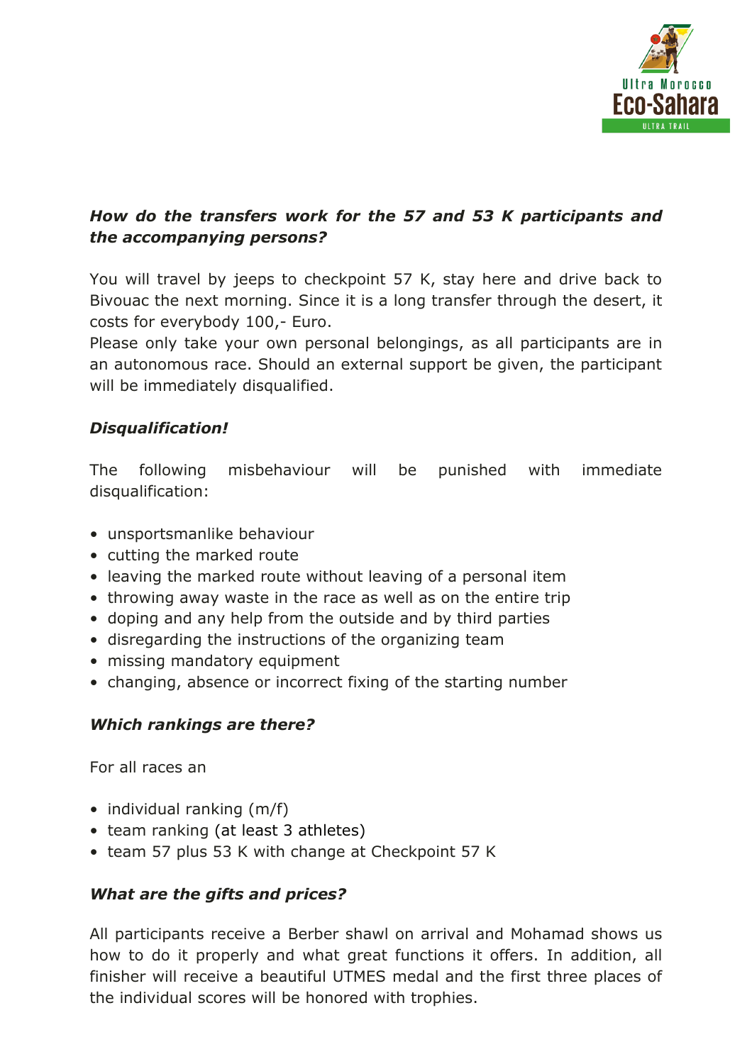***How do the transfers work for the 57 and 53 K participants and the accompanying persons?***

You will travel by jeeps to checkpoint 57 K, stay here and drive back to Bivouac the next morning. Since it is a long transfer through the desert, it costs for everybody 100,- Euro.
Please only take your own personal belongings, as all participants are in an autonomous race. Should an external support be given, the participant will be immediately disqualified.

***Disqualification!***

The following misbehaviour will be punished with immediate disqualification:

- unsportsmanlike behaviour
- cutting the marked route
- leaving the marked route without leaving of a personal item
- throwing away waste in the race as well as on the entire trip
- doping and any help from the outside and by third parties
- disregarding the instructions of the organizing team
- missing mandatory equipment
- changing, absence or incorrect fixing of the starting number

***Which rankings are there?***

For all races an

- individual ranking (m/f)
- team ranking (at least 3 athletes)
- team 57 plus 53 K with change at Checkpoint 57 K

***What are the gifts and prices?***

All participants receive a Berber shawl on arrival and Mohamad shows us how to do it properly and what great functions it offers. In addition, all finisher will receive a beautiful UTMES medal and the first three places of the individual scores will be honored with trophies.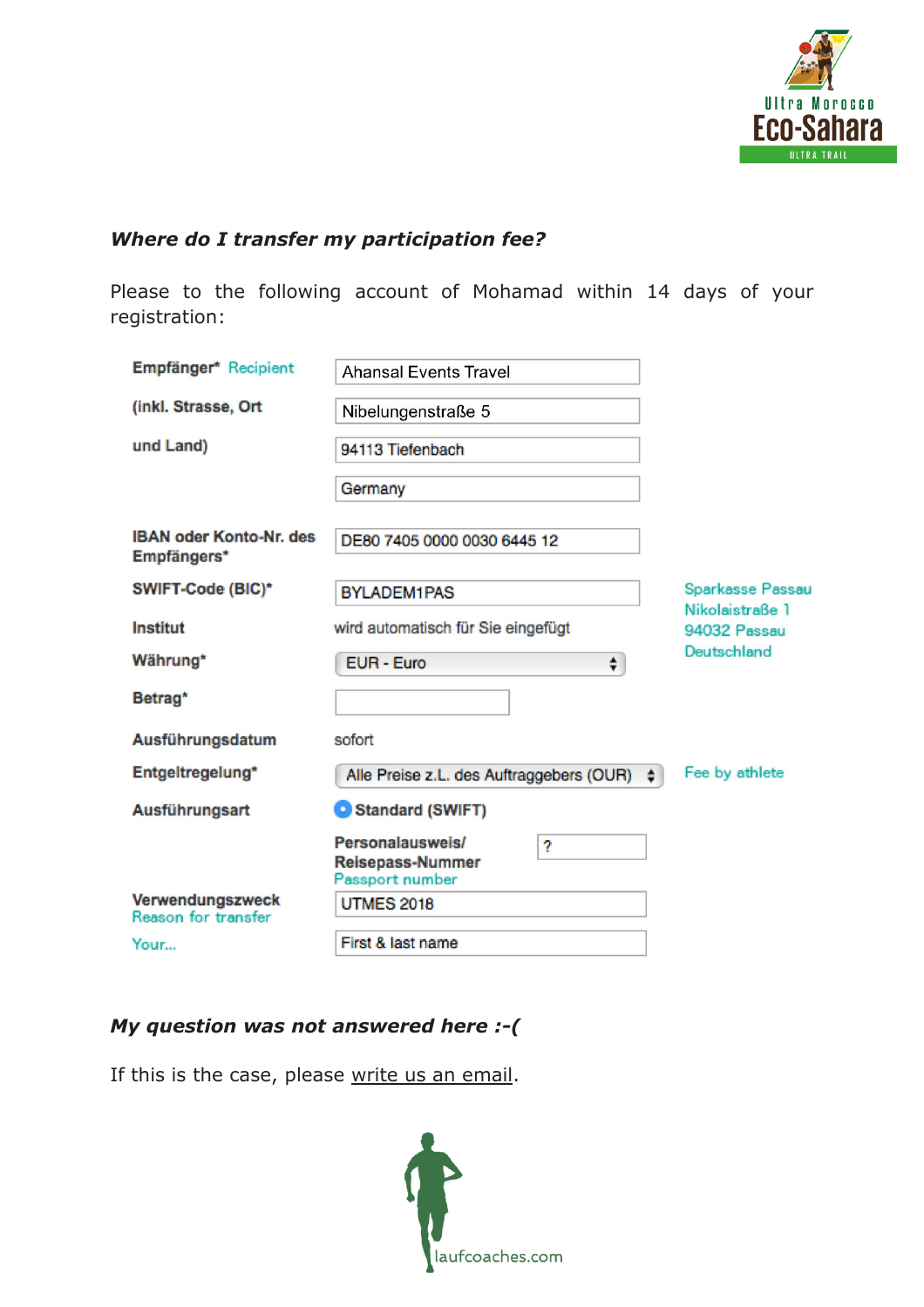### *Where do I transfer my participation fee?*

Please to the following account of Mohamad within 14 days of your registration:

| | | |
|---|---|---|
| Empfänger* Recipient | Ahansal Events Travel | |
| (inkl. Strasse, Ort | Nibelungenstraße 5 | |
| und Land) | 94113 Tiefenbach | |
| | Germany | |
| IBAN oder Konto-Nr. des Empfängers* | DE80 7405 0000 0030 6445 12 | |
| SWIFT-Code (BIC)* | BYLADEM1PAS | Sparkasse Passau Nikolaistraße 1 94032 Passau Deutschland |
| Institut | wird automatisch für Sie eingefügt | |
| Währung* | EUR - Euro | |
| Betrag* | | |
| Ausführungsdatum | sofort | |
| Entgeltregelung* | Alle Preise z.L. des Auftraggebers (OUR) | Fee by athlete |
| Ausführungsart | Standard (SWIFT) | |
| | Personalausweis/ Reisepass-Nummer Passport number: ? | |
| Verwendungszweck Reason for transfer | UTMES 2018 | |
| Your... | First & last name | |

### *My question was not answered here :-(*

If this is the case, please write us an email.

laufcoaches.com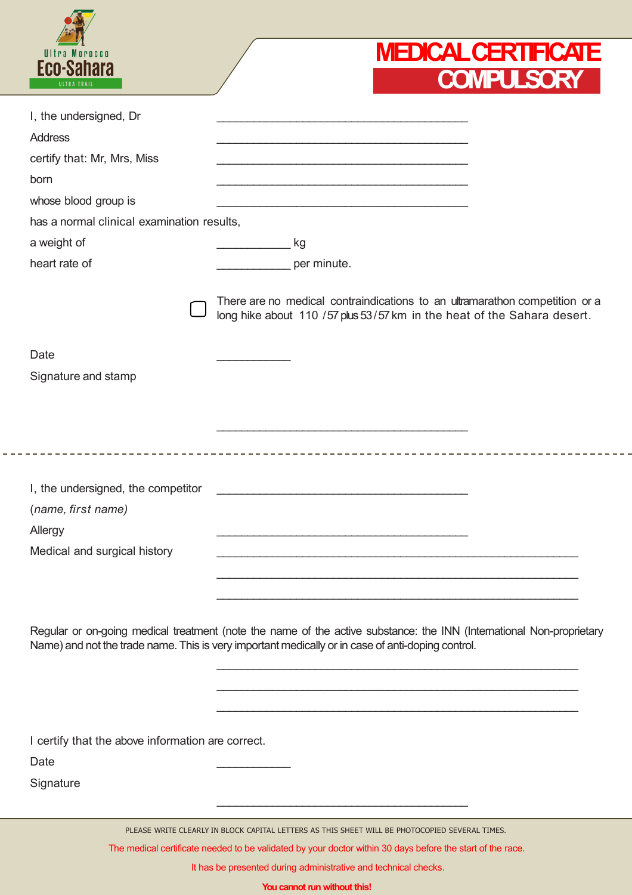Ultra Morocco
Eco-Sahara
ULTRA TRAIL

# MEDICAL CERTIFICATE COMPULSORY

I, the undersigned, Dr ________________________________________

Address ________________________________________

certify that: Mr, Mrs, Miss ________________________________________

born ________________________________________

whose blood group is ________________________________________

has a normal clinical examination results,

a weight of ___________ kg

heart rate of ___________ per minute.

☐ There are no medical contraindications to an ultramarathon competition or a long hike about 110 / 57 plus 53 / 57 km in the heat of the Sahara desert.

Date ___________

Signature and stamp

________________________________________

---

I, the undersigned, the competitor ________________________________________

(*name, first name*)

Allergy ________________________________________

Medical and surgical history ________________________________________

________________________________________

________________________________________

Regular or on-going medical treatment (note the name of the active substance: the INN (International Non-proprietary Name) and not the trade name. This is very important medically or in case of anti-doping control.

________________________________________

________________________________________

________________________________________

I certify that the above information are correct.

Date ___________

Signature

________________________________________

PLEASE WRITE CLEARLY IN BLOCK CAPITAL LETTERS AS THIS SHEET WILL BE PHOTOCOPIED SEVERAL TIMES.

The medical certificate needed to be validated by your doctor within 30 days before the start of the race.

It has be presented during administrative and technical checks.

**You cannot run without this!**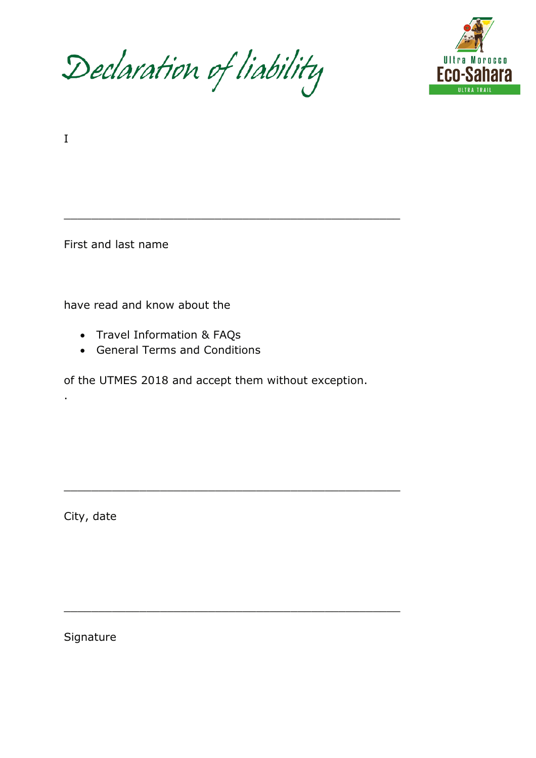# Declaration of liability

I

\_\_\_\_\_\_\_\_\_\_\_\_\_\_\_\_\_\_\_\_\_\_\_\_\_\_\_\_\_\_\_\_\_\_\_\_\_\_\_\_\_\_\_\_\_\_\_\_

First and last name

have read and know about the

- Travel Information & FAQs
- General Terms and Conditions

of the UTMES 2018 and accept them without exception.

.

\_\_\_\_\_\_\_\_\_\_\_\_\_\_\_\_\_\_\_\_\_\_\_\_\_\_\_\_\_\_\_\_\_\_\_\_\_\_\_\_\_\_\_\_\_\_\_\_

City, date

\_\_\_\_\_\_\_\_\_\_\_\_\_\_\_\_\_\_\_\_\_\_\_\_\_\_\_\_\_\_\_\_\_\_\_\_\_\_\_\_\_\_\_\_\_\_\_\_

Signature